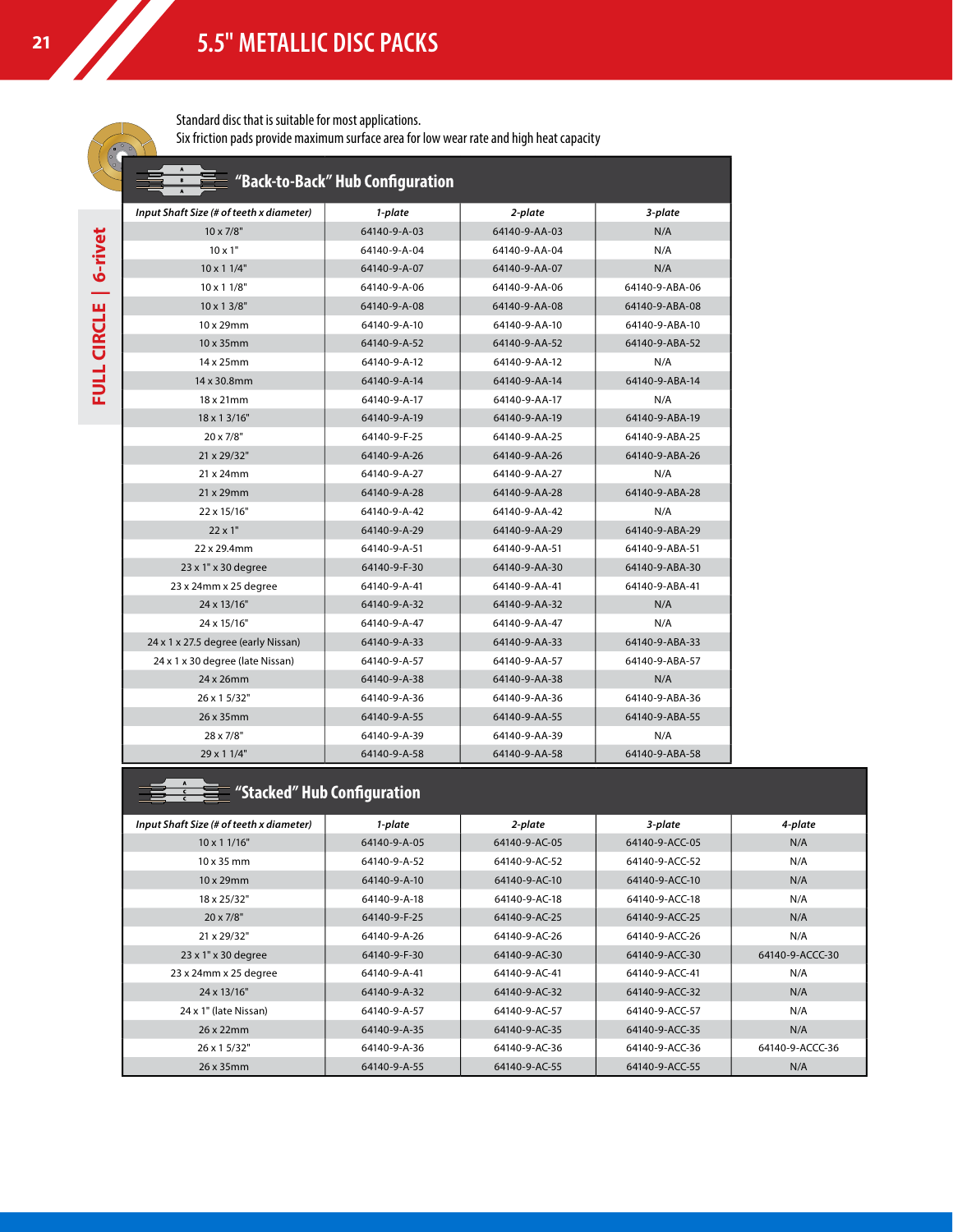# 5.5" METALLIC DISC PACKS

FULL CIRCLE | 6-rivet

Standard disc that is suitable for most applications.
Six friction pads provide maximum surface area for low wear rate and high heat capacity

## "Back-to-Back" Hub Configuration

| *Input Shaft Size (# of teeth x diameter)* | *1-plate* | *2-plate* | *3-plate* |
|---|---|---|---|
| 10 x 7/8" | 64140-9-A-03 | 64140-9-AA-03 | N/A |
| 10 x 1" | 64140-9-A-04 | 64140-9-AA-04 | N/A |
| 10 x 1 1/4" | 64140-9-A-07 | 64140-9-AA-07 | N/A |
| 10 x 1 1/8" | 64140-9-A-06 | 64140-9-AA-06 | 64140-9-ABA-06 |
| 10 x 1 3/8" | 64140-9-A-08 | 64140-9-AA-08 | 64140-9-ABA-08 |
| 10 x 29mm | 64140-9-A-10 | 64140-9-AA-10 | 64140-9-ABA-10 |
| 10 x 35mm | 64140-9-A-52 | 64140-9-AA-52 | 64140-9-ABA-52 |
| 14 x 25mm | 64140-9-A-12 | 64140-9-AA-12 | N/A |
| 14 x 30.8mm | 64140-9-A-14 | 64140-9-AA-14 | 64140-9-ABA-14 |
| 18 x 21mm | 64140-9-A-17 | 64140-9-AA-17 | N/A |
| 18 x 1 3/16" | 64140-9-A-19 | 64140-9-AA-19 | 64140-9-ABA-19 |
| 20 x 7/8" | 64140-9-F-25 | 64140-9-AA-25 | 64140-9-ABA-25 |
| 21 x 29/32" | 64140-9-A-26 | 64140-9-AA-26 | 64140-9-ABA-26 |
| 21 x 24mm | 64140-9-A-27 | 64140-9-AA-27 | N/A |
| 21 x 29mm | 64140-9-A-28 | 64140-9-AA-28 | 64140-9-ABA-28 |
| 22 x 15/16" | 64140-9-A-42 | 64140-9-AA-42 | N/A |
| 22 x 1" | 64140-9-A-29 | 64140-9-AA-29 | 64140-9-ABA-29 |
| 22 x 29.4mm | 64140-9-A-51 | 64140-9-AA-51 | 64140-9-ABA-51 |
| 23 x 1" x 30 degree | 64140-9-F-30 | 64140-9-AA-30 | 64140-9-ABA-30 |
| 23 x 24mm x 25 degree | 64140-9-A-41 | 64140-9-AA-41 | 64140-9-ABA-41 |
| 24 x 13/16" | 64140-9-A-32 | 64140-9-AA-32 | N/A |
| 24 x 15/16" | 64140-9-A-47 | 64140-9-AA-47 | N/A |
| 24 x 1 x 27.5 degree (early Nissan) | 64140-9-A-33 | 64140-9-AA-33 | 64140-9-ABA-33 |
| 24 x 1 x 30 degree (late Nissan) | 64140-9-A-57 | 64140-9-AA-57 | 64140-9-ABA-57 |
| 24 x 26mm | 64140-9-A-38 | 64140-9-AA-38 | N/A |
| 26 x 1 5/32" | 64140-9-A-36 | 64140-9-AA-36 | 64140-9-ABA-36 |
| 26 x 35mm | 64140-9-A-55 | 64140-9-AA-55 | 64140-9-ABA-55 |
| 28 x 7/8" | 64140-9-A-39 | 64140-9-AA-39 | N/A |
| 29 x 1 1/4" | 64140-9-A-58 | 64140-9-AA-58 | 64140-9-ABA-58 |

## "Stacked" Hub Configuration

| *Input Shaft Size (# of teeth x diameter)* | *1-plate* | *2-plate* | *3-plate* | *4-plate* |
|---|---|---|---|---|
| 10 x 1 1/16" | 64140-9-A-05 | 64140-9-AC-05 | 64140-9-ACC-05 | N/A |
| 10 x 35 mm | 64140-9-A-52 | 64140-9-AC-52 | 64140-9-ACC-52 | N/A |
| 10 x 29mm | 64140-9-A-10 | 64140-9-AC-10 | 64140-9-ACC-10 | N/A |
| 18 x 25/32" | 64140-9-A-18 | 64140-9-AC-18 | 64140-9-ACC-18 | N/A |
| 20 x 7/8" | 64140-9-F-25 | 64140-9-AC-25 | 64140-9-ACC-25 | N/A |
| 21 x 29/32" | 64140-9-A-26 | 64140-9-AC-26 | 64140-9-ACC-26 | N/A |
| 23 x 1" x 30 degree | 64140-9-F-30 | 64140-9-AC-30 | 64140-9-ACC-30 | 64140-9-ACCC-30 |
| 23 x 24mm x 25 degree | 64140-9-A-41 | 64140-9-AC-41 | 64140-9-ACC-41 | N/A |
| 24 x 13/16" | 64140-9-A-32 | 64140-9-AC-32 | 64140-9-ACC-32 | N/A |
| 24 x 1" (late Nissan) | 64140-9-A-57 | 64140-9-AC-57 | 64140-9-ACC-57 | N/A |
| 26 x 22mm | 64140-9-A-35 | 64140-9-AC-35 | 64140-9-ACC-35 | N/A |
| 26 x 1 5/32" | 64140-9-A-36 | 64140-9-AC-36 | 64140-9-ACC-36 | 64140-9-ACCC-36 |
| 26 x 35mm | 64140-9-A-55 | 64140-9-AC-55 | 64140-9-ACC-55 | N/A |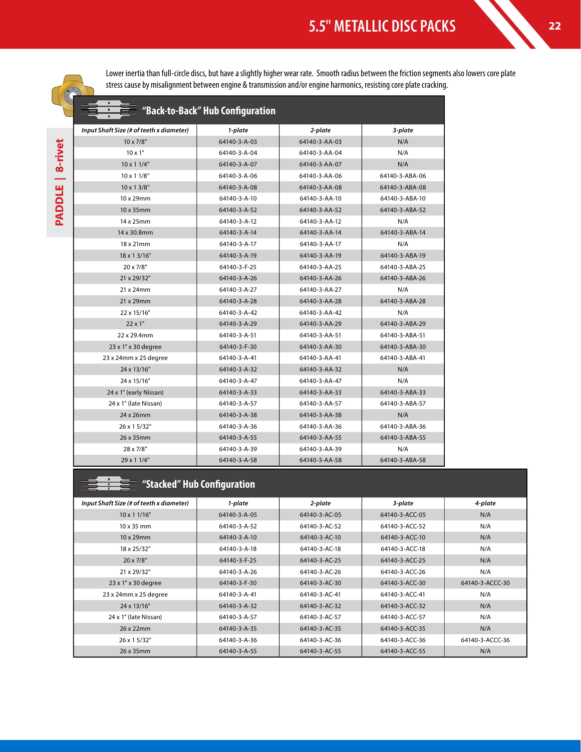# 5.5" METALLIC DISC PACKS

PADDLE | 8-rivet

Lower inertia than full-circle discs, but have a slightly higher wear rate. Smooth radius between the friction segments also lowers core plate stress cause by misalignment between engine & transmission and/or engine harmonics, resisting core plate cracking.

## "Back-to-Back" Hub Configuration

| *Input Shaft Size (# of teeth x diameter)* | *1-plate* | *2-plate* | *3-plate* |
|---|---|---|---|
| 10 x 7/8" | 64140-3-A-03 | 64140-3-AA-03 | N/A |
| 10 x 1" | 64140-3-A-04 | 64140-3-AA-04 | N/A |
| 10 x 1 1/4" | 64140-3-A-07 | 64140-3-AA-07 | N/A |
| 10 x 1 1/8" | 64140-3-A-06 | 64140-3-AA-06 | 64140-3-ABA-06 |
| 10 x 1 3/8" | 64140-3-A-08 | 64140-3-AA-08 | 64140-3-ABA-08 |
| 10 x 29mm | 64140-3-A-10 | 64140-3-AA-10 | 64140-3-ABA-10 |
| 10 x 35mm | 64140-3-A-52 | 64140-3-AA-52 | 64140-3-ABA-52 |
| 14 x 25mm | 64140-3-A-12 | 64140-3-AA-12 | N/A |
| 14 x 30.8mm | 64140-3-A-14 | 64140-3-AA-14 | 64140-3-ABA-14 |
| 18 x 21mm | 64140-3-A-17 | 64140-3-AA-17 | N/A |
| 18 x 1 3/16" | 64140-3-A-19 | 64140-3-AA-19 | 64140-3-ABA-19 |
| 20 x 7/8" | 64140-3-F-25 | 64140-3-AA-25 | 64140-3-ABA-25 |
| 21 x 29/32" | 64140-3-A-26 | 64140-3-AA-26 | 64140-3-ABA-26 |
| 21 x 24mm | 64140-3-A-27 | 64140-3-AA-27 | N/A |
| 21 x 29mm | 64140-3-A-28 | 64140-3-AA-28 | 64140-3-ABA-28 |
| 22 x 15/16" | 64140-3-A-42 | 64140-3-AA-42 | N/A |
| 22 x 1" | 64140-3-A-29 | 64140-3-AA-29 | 64140-3-ABA-29 |
| 22 x 29.4mm | 64140-3-A-51 | 64140-3-AA-51 | 64140-3-ABA-51 |
| 23 x 1" x 30 degree | 64140-3-F-30 | 64140-3-AA-30 | 64140-3-ABA-30 |
| 23 x 24mm x 25 degree | 64140-3-A-41 | 64140-3-AA-41 | 64140-3-ABA-41 |
| 24 x 13/16" | 64140-3-A-32 | 64140-3-AA-32 | N/A |
| 24 x 15/16" | 64140-3-A-47 | 64140-3-AA-47 | N/A |
| 24 x 1" (early Nissan) | 64140-3-A-33 | 64140-3-AA-33 | 64140-3-ABA-33 |
| 24 x 1" (late Nissan) | 64140-3-A-57 | 64140-3-AA-57 | 64140-3-ABA-57 |
| 24 x 26mm | 64140-3-A-38 | 64140-3-AA-38 | N/A |
| 26 x 1 5/32" | 64140-3-A-36 | 64140-3-AA-36 | 64140-3-ABA-36 |
| 26 x 35mm | 64140-3-A-55 | 64140-3-AA-55 | 64140-3-ABA-55 |
| 28 x 7/8" | 64140-3-A-39 | 64140-3-AA-39 | N/A |
| 29 x 1 1/4" | 64140-3-A-58 | 64140-3-AA-58 | 64140-3-ABA-58 |

## "Stacked" Hub Configuration

| *Input Shaft Size (# of teeth x diameter)* | *1-plate* | *2-plate* | *3-plate* | *4-plate* |
|---|---|---|---|---|
| 10 x 1 1/16" | 64140-3-A-05 | 64140-3-AC-05 | 64140-3-ACC-05 | N/A |
| 10 x 35 mm | 64140-3-A-52 | 64140-3-AC-52 | 64140-3-ACC-52 | N/A |
| 10 x 29mm | 64140-3-A-10 | 64140-3-AC-10 | 64140-3-ACC-10 | N/A |
| 18 x 25/32" | 64140-3-A-18 | 64140-3-AC-18 | 64140-3-ACC-18 | N/A |
| 20 x 7/8" | 64140-3-F-25 | 64140-3-AC-25 | 64140-3-ACC-25 | N/A |
| 21 x 29/32" | 64140-3-A-26 | 64140-3-AC-26 | 64140-3-ACC-26 | N/A |
| 23 x 1" x 30 degree | 64140-3-F-30 | 64140-3-AC-30 | 64140-3-ACC-30 | 64140-3-ACCC-30 |
| 23 x 24mm x 25 degree | 64140-3-A-41 | 64140-3-AC-41 | 64140-3-ACC-41 | N/A |
| 24 x 13/16" | 64140-3-A-32 | 64140-3-AC-32 | 64140-3-ACC-32 | N/A |
| 24 x 1" (late Nissan) | 64140-3-A-57 | 64140-3-AC-57 | 64140-3-ACC-57 | N/A |
| 26 x 22mm | 64140-3-A-35 | 64140-3-AC-35 | 64140-3-ACC-35 | N/A |
| 26 x 1 5/32" | 64140-3-A-36 | 64140-3-AC-36 | 64140-3-ACC-36 | 64140-3-ACCC-36 |
| 26 x 35mm | 64140-3-A-55 | 64140-3-AC-55 | 64140-3-ACC-55 | N/A |